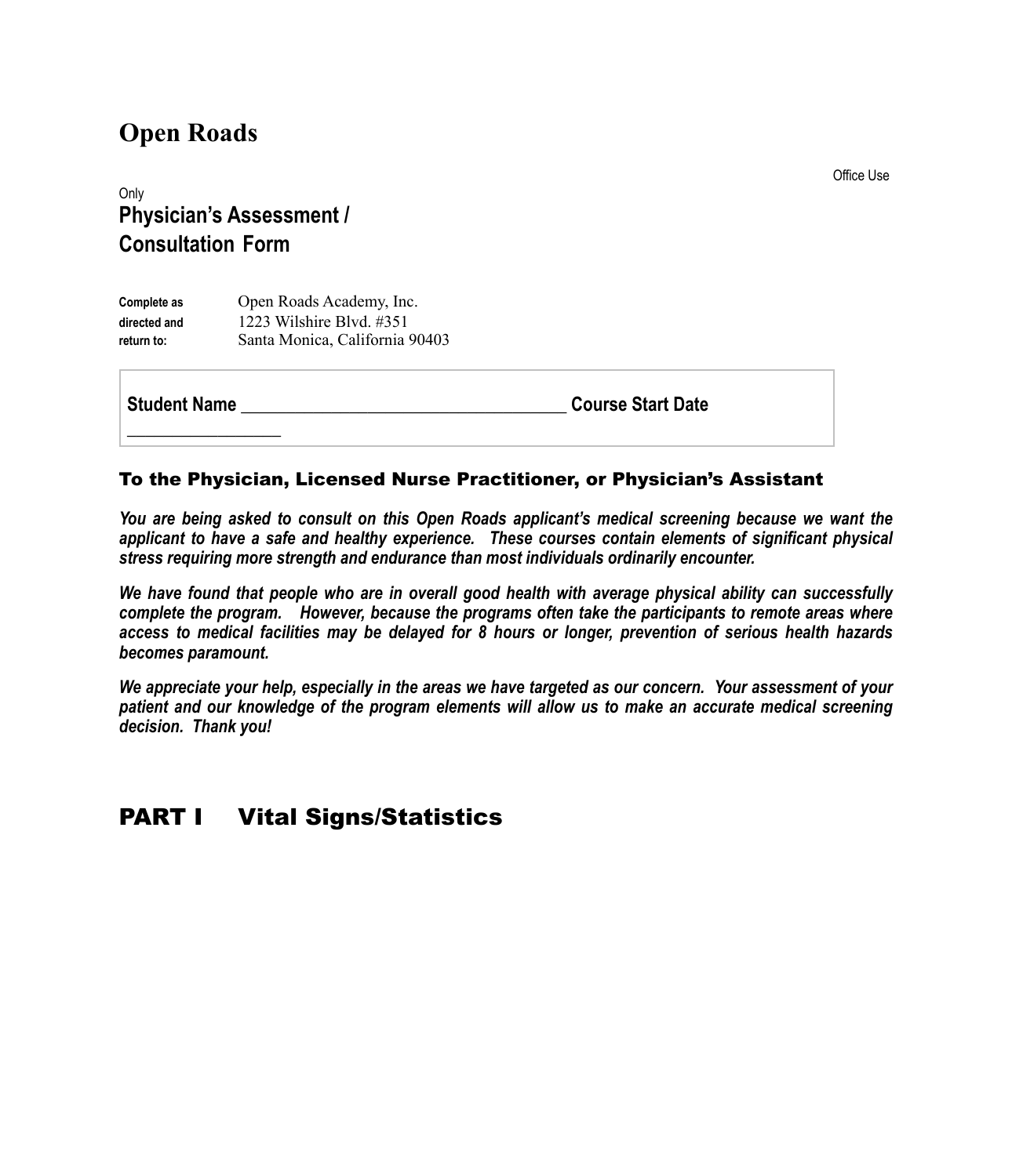# Open Roads

Office Use Only

## Physician's Assessment / Consultation Form

**Complete as directed and return to:** Open Roads Academy, Inc.
1223 Wilshire Blvd. #351
Santa Monica, California 90403

**Student Name** ___________________________________ **Course Start Date** _________________

### To the Physician, Licensed Nurse Practitioner, or Physician's Assistant

***You are being asked to consult on this Open Roads applicant's medical screening because we want the applicant to have a safe and healthy experience. These courses contain elements of significant physical stress requiring more strength and endurance than most individuals ordinarily encounter.***

***We have found that people who are in overall good health with average physical ability can successfully complete the program. However, because the programs often take the participants to remote areas where access to medical facilities may be delayed for 8 hours or longer, prevention of serious health hazards becomes paramount.***

***We appreciate your help, especially in the areas we have targeted as our concern. Your assessment of your patient and our knowledge of the program elements will allow us to make an accurate medical screening decision. Thank you!***

## PART I Vital Signs/Statistics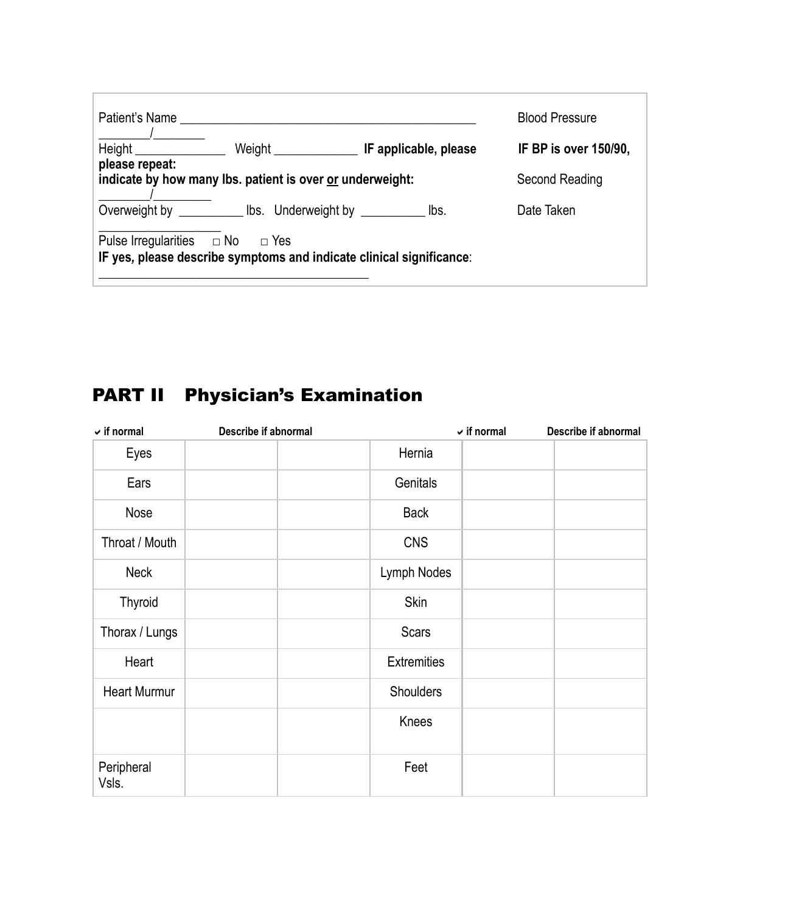Patient's Name ____________________________________________ Blood Pressure ________/________

Height ______________ Weight _____________ **IF applicable, please** **IF BP is over 150/90, please repeat:**

**indicate by how many lbs. patient is over or underweight:** Second Reading ________/________

Overweight by __________ lbs. Underweight by __________ lbs. Date Taken ___________________

Pulse Irregularities □ No □ Yes

**IF yes, please describe symptoms and indicate clinical significance**:

__________________________________________

## PART II Physician's Examination

| | ✔ if normal | Describe if abnormal | | ✔ if normal | Describe if abnormal |
|---|---|---|---|---|---|
| Eyes | | | Hernia | | |
| Ears | | | Genitals | | |
| Nose | | | Back | | |
| Throat / Mouth | | | CNS | | |
| Neck | | | Lymph Nodes | | |
| Thyroid | | | Skin | | |
| Thorax / Lungs | | | Scars | | |
| Heart | | | Extremities | | |
| Heart Murmur | | | Shoulders | | |
| | | | Knees | | |
| Peripheral Vsls. | | | Feet | | |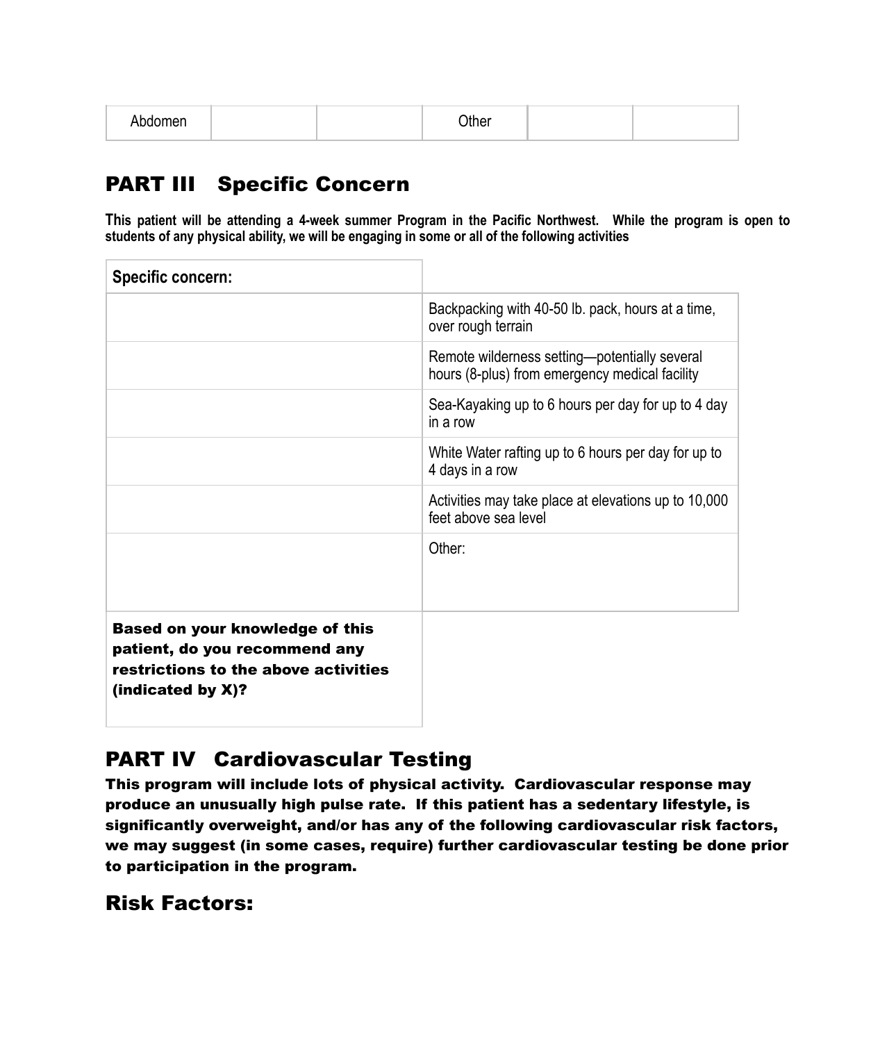| Abdomen | | | Other | | |
|---|---|---|---|---|---|

## PART III Specific Concern

**This patient will be attending a 4-week summer Program in the Pacific Northwest. While the program is open to students of any physical ability, we will be engaging in some or all of the following activities**

| Specific concern: | |
|---|---|
| | Backpacking with 40-50 lb. pack, hours at a time, over rough terrain |
| | Remote wilderness setting—potentially several hours (8-plus) from emergency medical facility |
| | Sea-Kayaking up to 6 hours per day for up to 4 day in a row |
| | White Water rafting up to 6 hours per day for up to 4 days in a row |
| | Activities may take place at elevations up to 10,000 feet above sea level |
| | Other: |
| **Based on your knowledge of this patient, do you recommend any restrictions to the above activities (indicated by X)?** | |

## PART IV Cardiovascular Testing

**This program will include lots of physical activity. Cardiovascular response may produce an unusually high pulse rate. If this patient has a sedentary lifestyle, is significantly overweight, and/or has any of the following cardiovascular risk factors, we may suggest (in some cases, require) further cardiovascular testing be done prior to participation in the program.**

## Risk Factors: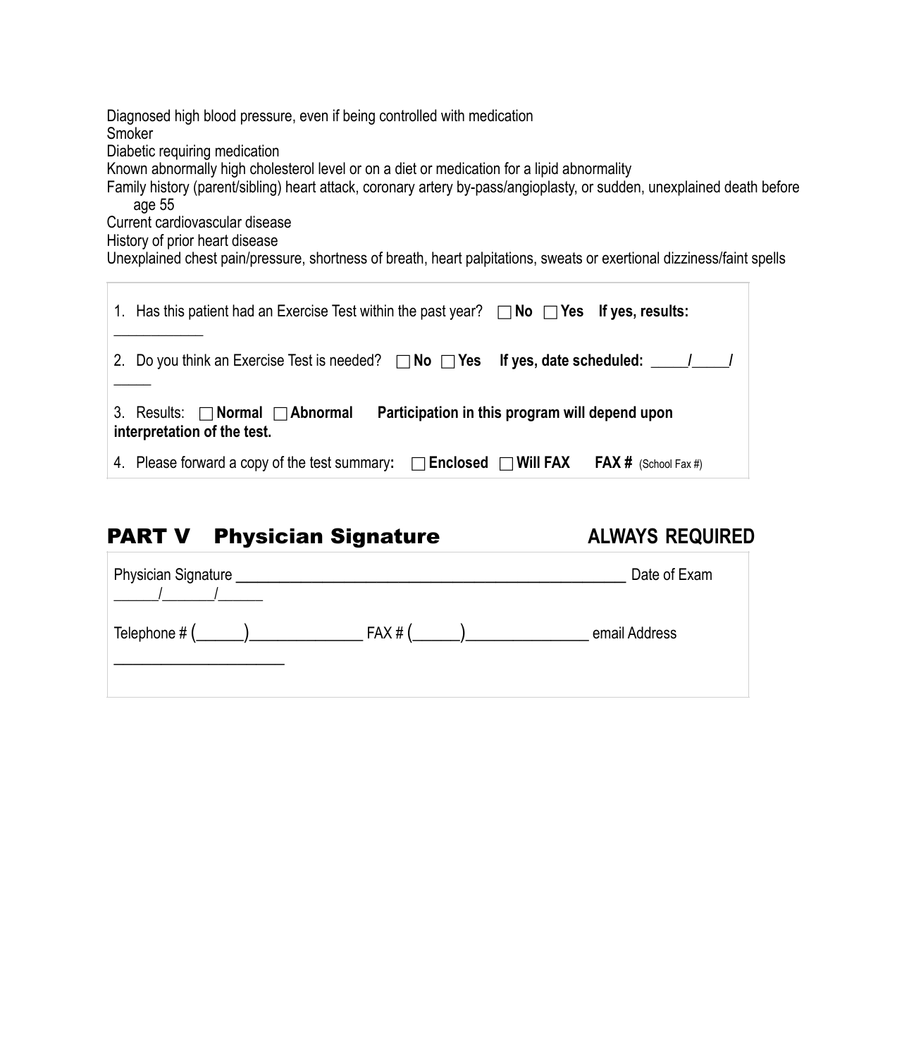Diagnosed high blood pressure, even if being controlled with medication
Smoker
Diabetic requiring medication
Known abnormally high cholesterol level or on a diet or medication for a lipid abnormality
Family history (parent/sibling) heart attack, coronary artery by-pass/angioplasty, or sudden, unexplained death before age 55
Current cardiovascular disease
History of prior heart disease
Unexplained chest pain/pressure, shortness of breath, heart palpitations, sweats or exertional dizziness/faint spells

1. Has this patient had an Exercise Test within the past year? ☐ **No** ☐ **Yes** **If yes, results:** ____________

2. Do you think an Exercise Test is needed? ☐ **No** ☐ **Yes** **If yes, date scheduled:** _____/_____/_____

3. Results: ☐ **Normal** ☐ **Abnormal** **Participation in this program will depend upon interpretation of the test.**

4. Please forward a copy of the test summary**:** ☐ **Enclosed** ☐ **Will FAX** **FAX #** (School Fax #)

## PART V Physician Signature **ALWAYS REQUIRED**

Physician Signature ________________________________________________ Date of Exam ______/_______/______

Telephone # (______)______________ FAX # (______)_______________ email Address _____________________